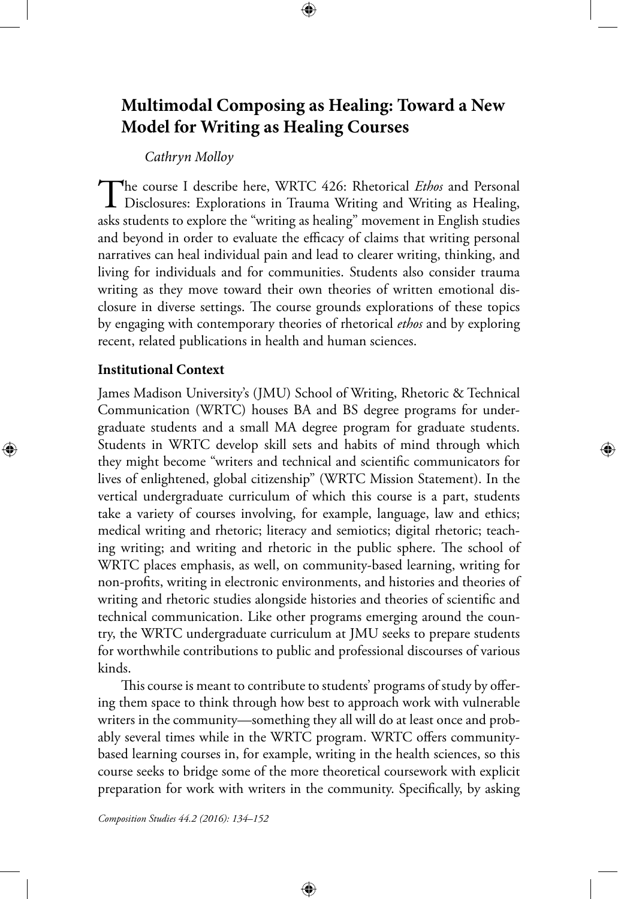# Multimodal Composing as Healing: Toward a New Model for Writing as Healing Courses

*Cathryn Molloy*

The course I describe here, WRTC 426: Rhetorical *Ethos* and Personal Disclosures: Explorations in Trauma Writing and Writing as Healing, asks students to explore the "writing as healing" movement in English studies and beyond in order to evaluate the efficacy of claims that writing personal narratives can heal individual pain and lead to clearer writing, thinking, and living for individuals and for communities. Students also consider trauma writing as they move toward their own theories of written emotional disclosure in diverse settings. The course grounds explorations of these topics by engaging with contemporary theories of rhetorical *ethos* and by exploring recent, related publications in health and human sciences.

## Institutional Context

James Madison University's (JMU) School of Writing, Rhetoric & Technical Communication (WRTC) houses BA and BS degree programs for undergraduate students and a small MA degree program for graduate students. Students in WRTC develop skill sets and habits of mind through which they might become "writers and technical and scientific communicators for lives of enlightened, global citizenship" (WRTC Mission Statement). In the vertical undergraduate curriculum of which this course is a part, students take a variety of courses involving, for example, language, law and ethics; medical writing and rhetoric; literacy and semiotics; digital rhetoric; teaching writing; and writing and rhetoric in the public sphere. The school of WRTC places emphasis, as well, on community-based learning, writing for non-profits, writing in electronic environments, and histories and theories of writing and rhetoric studies alongside histories and theories of scientific and technical communication. Like other programs emerging around the country, the WRTC undergraduate curriculum at JMU seeks to prepare students for worthwhile contributions to public and professional discourses of various kinds.

This course is meant to contribute to students' programs of study by offering them space to think through how best to approach work with vulnerable writers in the community—something they all will do at least once and probably several times while in the WRTC program. WRTC offers community-based learning courses in, for example, writing in the health sciences, so this course seeks to bridge some of the more theoretical coursework with explicit preparation for work with writers in the community. Specifically, by asking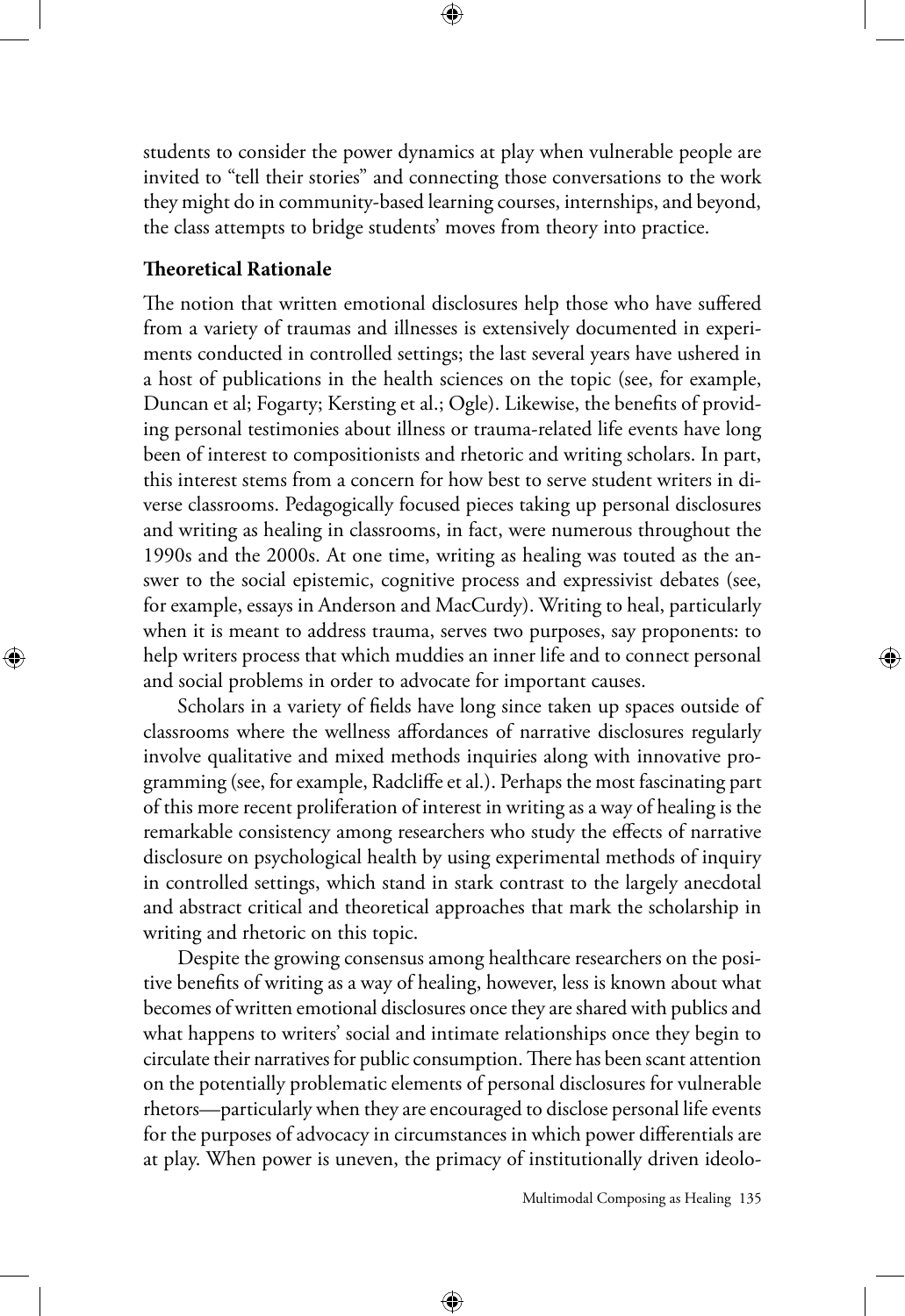students to consider the power dynamics at play when vulnerable people are invited to "tell their stories" and connecting those conversations to the work they might do in community-based learning courses, internships, and beyond, the class attempts to bridge students' moves from theory into practice.

**Theoretical Rationale**

The notion that written emotional disclosures help those who have suffered from a variety of traumas and illnesses is extensively documented in experiments conducted in controlled settings; the last several years have ushered in a host of publications in the health sciences on the topic (see, for example, Duncan et al; Fogarty; Kersting et al.; Ogle). Likewise, the benefits of providing personal testimonies about illness or trauma-related life events have long been of interest to compositionists and rhetoric and writing scholars. In part, this interest stems from a concern for how best to serve student writers in diverse classrooms. Pedagogically focused pieces taking up personal disclosures and writing as healing in classrooms, in fact, were numerous throughout the 1990s and the 2000s. At one time, writing as healing was touted as the answer to the social epistemic, cognitive process and expressivist debates (see, for example, essays in Anderson and MacCurdy). Writing to heal, particularly when it is meant to address trauma, serves two purposes, say proponents: to help writers process that which muddies an inner life and to connect personal and social problems in order to advocate for important causes.

Scholars in a variety of fields have long since taken up spaces outside of classrooms where the wellness affordances of narrative disclosures regularly involve qualitative and mixed methods inquiries along with innovative programming (see, for example, Radcliffe et al.). Perhaps the most fascinating part of this more recent proliferation of interest in writing as a way of healing is the remarkable consistency among researchers who study the effects of narrative disclosure on psychological health by using experimental methods of inquiry in controlled settings, which stand in stark contrast to the largely anecdotal and abstract critical and theoretical approaches that mark the scholarship in writing and rhetoric on this topic.

Despite the growing consensus among healthcare researchers on the positive benefits of writing as a way of healing, however, less is known about what becomes of written emotional disclosures once they are shared with publics and what happens to writers' social and intimate relationships once they begin to circulate their narratives for public consumption. There has been scant attention on the potentially problematic elements of personal disclosures for vulnerable rhetors—particularly when they are encouraged to disclose personal life events for the purposes of advocacy in circumstances in which power differentials are at play. When power is uneven, the primacy of institutionally driven ideolo-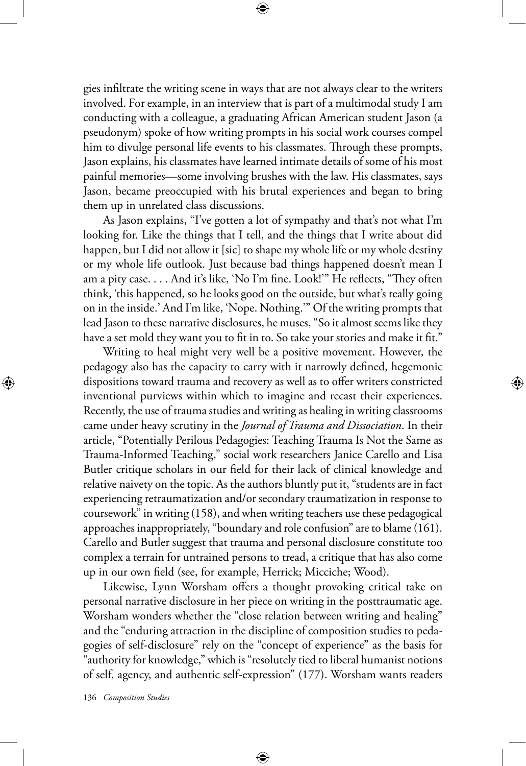gies infiltrate the writing scene in ways that are not always clear to the writers involved. For example, in an interview that is part of a multimodal study I am conducting with a colleague, a graduating African American student Jason (a pseudonym) spoke of how writing prompts in his social work courses compel him to divulge personal life events to his classmates. Through these prompts, Jason explains, his classmates have learned intimate details of some of his most painful memories—some involving brushes with the law. His classmates, says Jason, became preoccupied with his brutal experiences and began to bring them up in unrelated class discussions.

As Jason explains, "I've gotten a lot of sympathy and that's not what I'm looking for. Like the things that I tell, and the things that I write about did happen, but I did not allow it [sic] to shape my whole life or my whole destiny or my whole life outlook. Just because bad things happened doesn't mean I am a pity case. . . . And it's like, 'No I'm fine. Look!'" He reflects, "They often think, 'this happened, so he looks good on the outside, but what's really going on in the inside.' And I'm like, 'Nope. Nothing.'" Of the writing prompts that lead Jason to these narrative disclosures, he muses, "So it almost seems like they have a set mold they want you to fit in to. So take your stories and make it fit."

Writing to heal might very well be a positive movement. However, the pedagogy also has the capacity to carry with it narrowly defined, hegemonic dispositions toward trauma and recovery as well as to offer writers constricted inventional purviews within which to imagine and recast their experiences. Recently, the use of trauma studies and writing as healing in writing classrooms came under heavy scrutiny in the *Journal of Trauma and Dissociation*. In their article, "Potentially Perilous Pedagogies: Teaching Trauma Is Not the Same as Trauma-Informed Teaching," social work researchers Janice Carello and Lisa Butler critique scholars in our field for their lack of clinical knowledge and relative naivety on the topic. As the authors bluntly put it, "students are in fact experiencing retraumatization and/or secondary traumatization in response to coursework" in writing (158), and when writing teachers use these pedagogical approaches inappropriately, "boundary and role confusion" are to blame (161). Carello and Butler suggest that trauma and personal disclosure constitute too complex a terrain for untrained persons to tread, a critique that has also come up in our own field (see, for example, Herrick; Micciche; Wood).

Likewise, Lynn Worsham offers a thought provoking critical take on personal narrative disclosure in her piece on writing in the posttraumatic age. Worsham wonders whether the "close relation between writing and healing" and the "enduring attraction in the discipline of composition studies to pedagogies of self-disclosure" rely on the "concept of experience" as the basis for "authority for knowledge," which is "resolutely tied to liberal humanist notions of self, agency, and authentic self-expression" (177). Worsham wants readers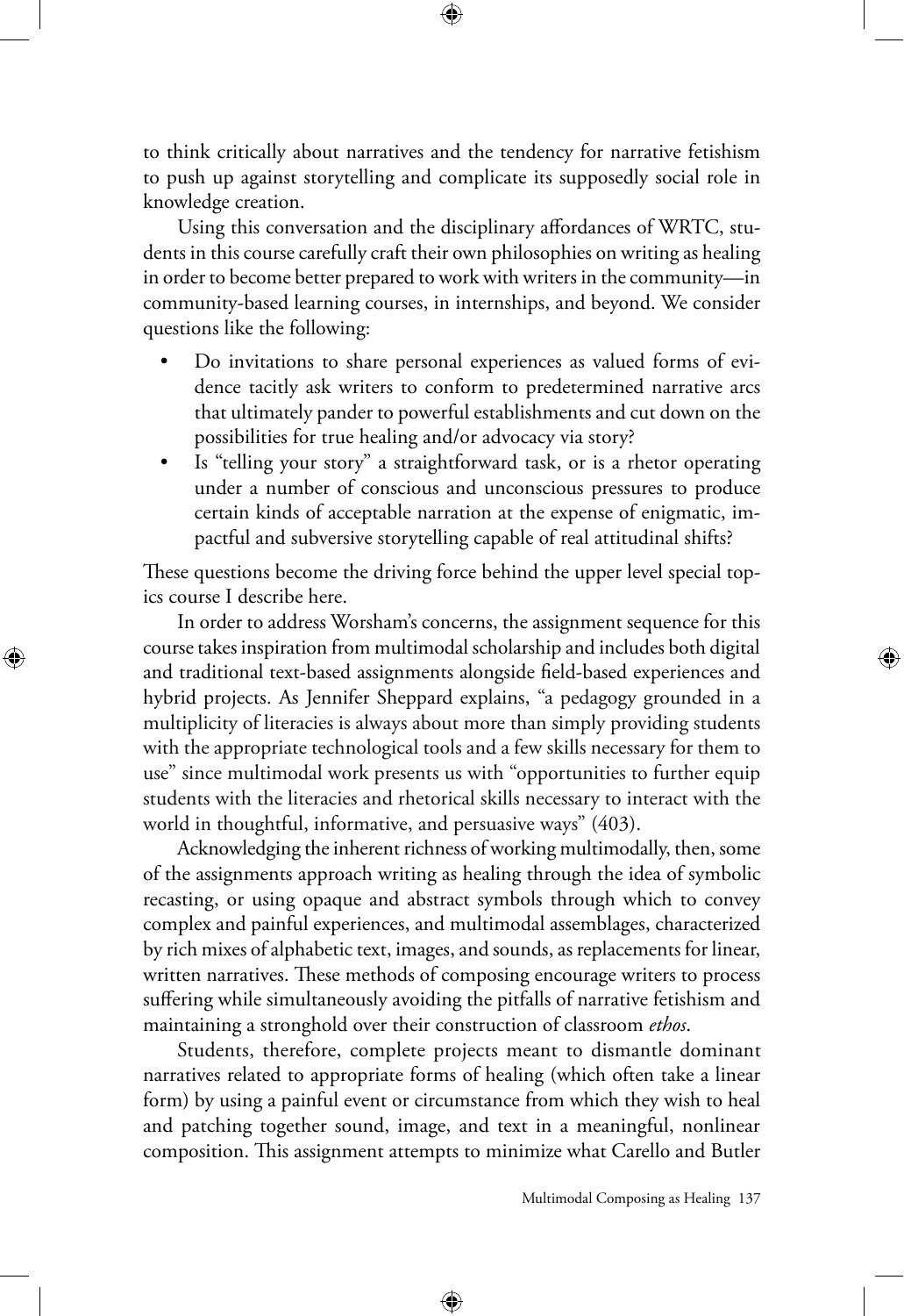to think critically about narratives and the tendency for narrative fetishism to push up against storytelling and complicate its supposedly social role in knowledge creation.

Using this conversation and the disciplinary affordances of WRTC, students in this course carefully craft their own philosophies on writing as healing in order to become better prepared to work with writers in the community—in community-based learning courses, in internships, and beyond. We consider questions like the following:

- Do invitations to share personal experiences as valued forms of evidence tacitly ask writers to conform to predetermined narrative arcs that ultimately pander to powerful establishments and cut down on the possibilities for true healing and/or advocacy via story?
- Is "telling your story" a straightforward task, or is a rhetor operating under a number of conscious and unconscious pressures to produce certain kinds of acceptable narration at the expense of enigmatic, impactful and subversive storytelling capable of real attitudinal shifts?

These questions become the driving force behind the upper level special topics course I describe here.

In order to address Worsham's concerns, the assignment sequence for this course takes inspiration from multimodal scholarship and includes both digital and traditional text-based assignments alongside field-based experiences and hybrid projects. As Jennifer Sheppard explains, "a pedagogy grounded in a multiplicity of literacies is always about more than simply providing students with the appropriate technological tools and a few skills necessary for them to use" since multimodal work presents us with "opportunities to further equip students with the literacies and rhetorical skills necessary to interact with the world in thoughtful, informative, and persuasive ways" (403).

Acknowledging the inherent richness of working multimodally, then, some of the assignments approach writing as healing through the idea of symbolic recasting, or using opaque and abstract symbols through which to convey complex and painful experiences, and multimodal assemblages, characterized by rich mixes of alphabetic text, images, and sounds, as replacements for linear, written narratives. These methods of composing encourage writers to process suffering while simultaneously avoiding the pitfalls of narrative fetishism and maintaining a stronghold over their construction of classroom *ethos*.

Students, therefore, complete projects meant to dismantle dominant narratives related to appropriate forms of healing (which often take a linear form) by using a painful event or circumstance from which they wish to heal and patching together sound, image, and text in a meaningful, nonlinear composition. This assignment attempts to minimize what Carello and Butler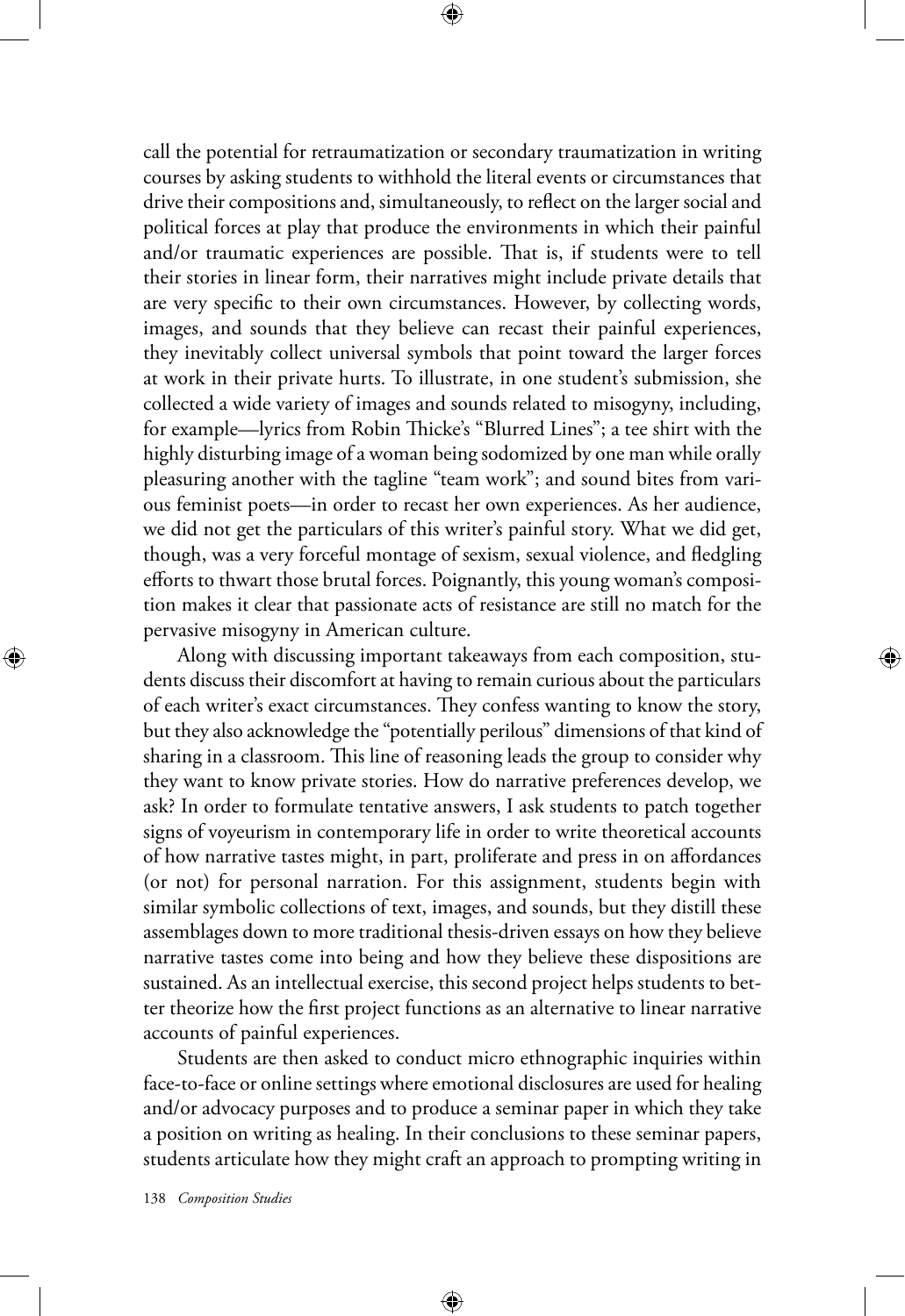call the potential for retraumatization or secondary traumatization in writing courses by asking students to withhold the literal events or circumstances that drive their compositions and, simultaneously, to reflect on the larger social and political forces at play that produce the environments in which their painful and/or traumatic experiences are possible. That is, if students were to tell their stories in linear form, their narratives might include private details that are very specific to their own circumstances. However, by collecting words, images, and sounds that they believe can recast their painful experiences, they inevitably collect universal symbols that point toward the larger forces at work in their private hurts. To illustrate, in one student's submission, she collected a wide variety of images and sounds related to misogyny, including, for example—lyrics from Robin Thicke's "Blurred Lines"; a tee shirt with the highly disturbing image of a woman being sodomized by one man while orally pleasuring another with the tagline "team work"; and sound bites from various feminist poets—in order to recast her own experiences. As her audience, we did not get the particulars of this writer's painful story. What we did get, though, was a very forceful montage of sexism, sexual violence, and fledgling efforts to thwart those brutal forces. Poignantly, this young woman's composition makes it clear that passionate acts of resistance are still no match for the pervasive misogyny in American culture.

Along with discussing important takeaways from each composition, students discuss their discomfort at having to remain curious about the particulars of each writer's exact circumstances. They confess wanting to know the story, but they also acknowledge the "potentially perilous" dimensions of that kind of sharing in a classroom. This line of reasoning leads the group to consider why they want to know private stories. How do narrative preferences develop, we ask? In order to formulate tentative answers, I ask students to patch together signs of voyeurism in contemporary life in order to write theoretical accounts of how narrative tastes might, in part, proliferate and press in on affordances (or not) for personal narration. For this assignment, students begin with similar symbolic collections of text, images, and sounds, but they distill these assemblages down to more traditional thesis-driven essays on how they believe narrative tastes come into being and how they believe these dispositions are sustained. As an intellectual exercise, this second project helps students to better theorize how the first project functions as an alternative to linear narrative accounts of painful experiences.

Students are then asked to conduct micro ethnographic inquiries within face-to-face or online settings where emotional disclosures are used for healing and/or advocacy purposes and to produce a seminar paper in which they take a position on writing as healing. In their conclusions to these seminar papers, students articulate how they might craft an approach to prompting writing in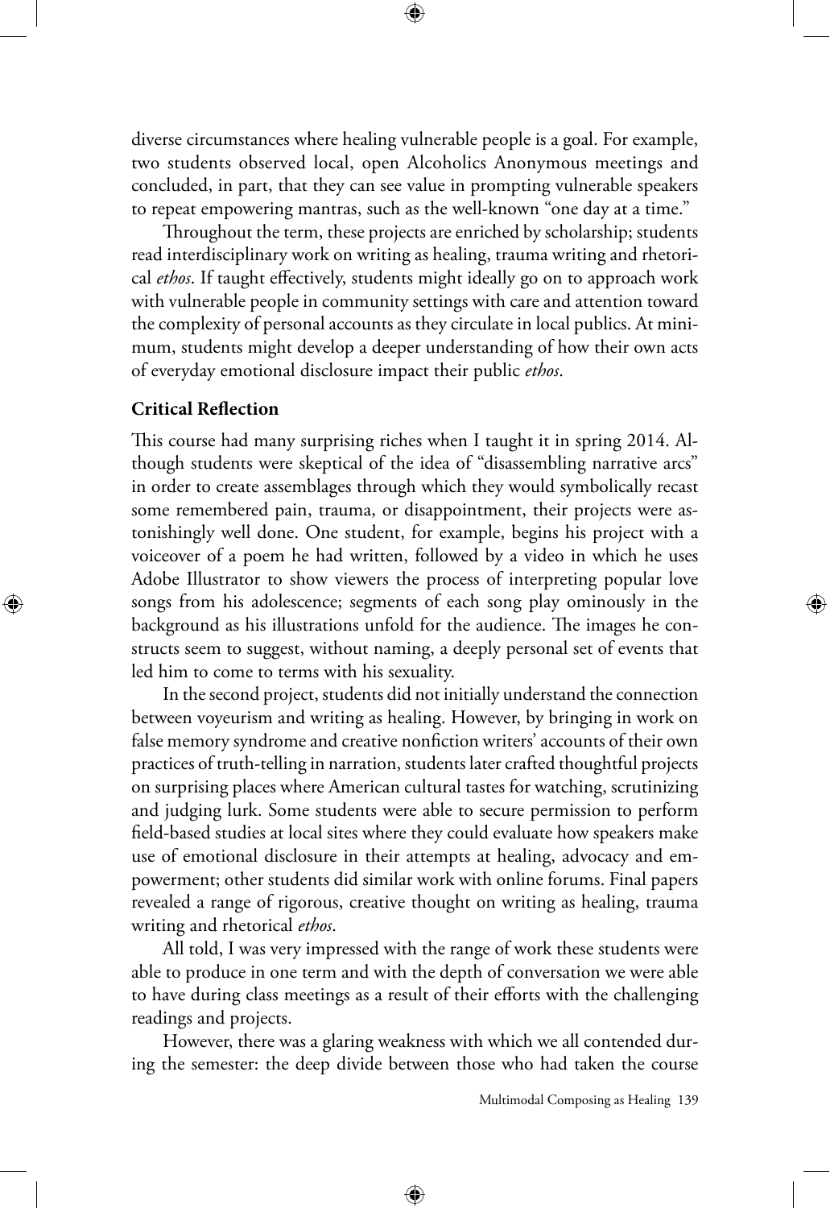diverse circumstances where healing vulnerable people is a goal. For example, two students observed local, open Alcoholics Anonymous meetings and concluded, in part, that they can see value in prompting vulnerable speakers to repeat empowering mantras, such as the well-known "one day at a time."

Throughout the term, these projects are enriched by scholarship; students read interdisciplinary work on writing as healing, trauma writing and rhetorical *ethos*. If taught effectively, students might ideally go on to approach work with vulnerable people in community settings with care and attention toward the complexity of personal accounts as they circulate in local publics. At minimum, students might develop a deeper understanding of how their own acts of everyday emotional disclosure impact their public *ethos*.

**Critical Reflection**

This course had many surprising riches when I taught it in spring 2014. Although students were skeptical of the idea of "disassembling narrative arcs" in order to create assemblages through which they would symbolically recast some remembered pain, trauma, or disappointment, their projects were astonishingly well done. One student, for example, begins his project with a voiceover of a poem he had written, followed by a video in which he uses Adobe Illustrator to show viewers the process of interpreting popular love songs from his adolescence; segments of each song play ominously in the background as his illustrations unfold for the audience. The images he constructs seem to suggest, without naming, a deeply personal set of events that led him to come to terms with his sexuality.

In the second project, students did not initially understand the connection between voyeurism and writing as healing. However, by bringing in work on false memory syndrome and creative nonfiction writers' accounts of their own practices of truth-telling in narration, students later crafted thoughtful projects on surprising places where American cultural tastes for watching, scrutinizing and judging lurk. Some students were able to secure permission to perform field-based studies at local sites where they could evaluate how speakers make use of emotional disclosure in their attempts at healing, advocacy and empowerment; other students did similar work with online forums. Final papers revealed a range of rigorous, creative thought on writing as healing, trauma writing and rhetorical *ethos*.

All told, I was very impressed with the range of work these students were able to produce in one term and with the depth of conversation we were able to have during class meetings as a result of their efforts with the challenging readings and projects.

However, there was a glaring weakness with which we all contended during the semester: the deep divide between those who had taken the course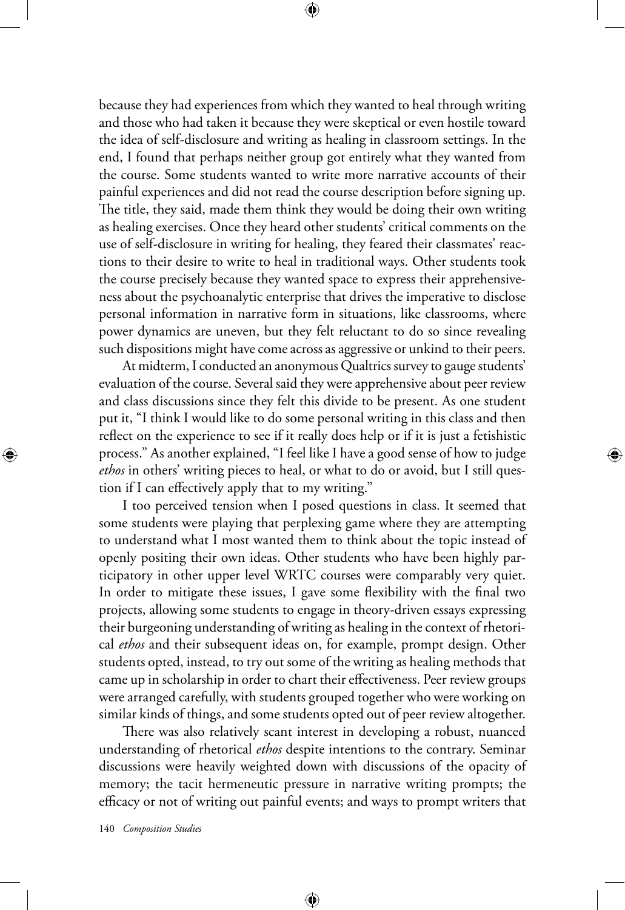because they had experiences from which they wanted to heal through writing and those who had taken it because they were skeptical or even hostile toward the idea of self-disclosure and writing as healing in classroom settings. In the end, I found that perhaps neither group got entirely what they wanted from the course. Some students wanted to write more narrative accounts of their painful experiences and did not read the course description before signing up. The title, they said, made them think they would be doing their own writing as healing exercises. Once they heard other students' critical comments on the use of self-disclosure in writing for healing, they feared their classmates' reactions to their desire to write to heal in traditional ways. Other students took the course precisely because they wanted space to express their apprehensiveness about the psychoanalytic enterprise that drives the imperative to disclose personal information in narrative form in situations, like classrooms, where power dynamics are uneven, but they felt reluctant to do so since revealing such dispositions might have come across as aggressive or unkind to their peers.

At midterm, I conducted an anonymous Qualtrics survey to gauge students' evaluation of the course. Several said they were apprehensive about peer review and class discussions since they felt this divide to be present. As one student put it, "I think I would like to do some personal writing in this class and then reflect on the experience to see if it really does help or if it is just a fetishistic process." As another explained, "I feel like I have a good sense of how to judge *ethos* in others' writing pieces to heal, or what to do or avoid, but I still question if I can effectively apply that to my writing."

I too perceived tension when I posed questions in class. It seemed that some students were playing that perplexing game where they are attempting to understand what I most wanted them to think about the topic instead of openly positing their own ideas. Other students who have been highly participatory in other upper level WRTC courses were comparably very quiet. In order to mitigate these issues, I gave some flexibility with the final two projects, allowing some students to engage in theory-driven essays expressing their burgeoning understanding of writing as healing in the context of rhetorical *ethos* and their subsequent ideas on, for example, prompt design. Other students opted, instead, to try out some of the writing as healing methods that came up in scholarship in order to chart their effectiveness. Peer review groups were arranged carefully, with students grouped together who were working on similar kinds of things, and some students opted out of peer review altogether.

There was also relatively scant interest in developing a robust, nuanced understanding of rhetorical *ethos* despite intentions to the contrary. Seminar discussions were heavily weighted down with discussions of the opacity of memory; the tacit hermeneutic pressure in narrative writing prompts; the efficacy or not of writing out painful events; and ways to prompt writers that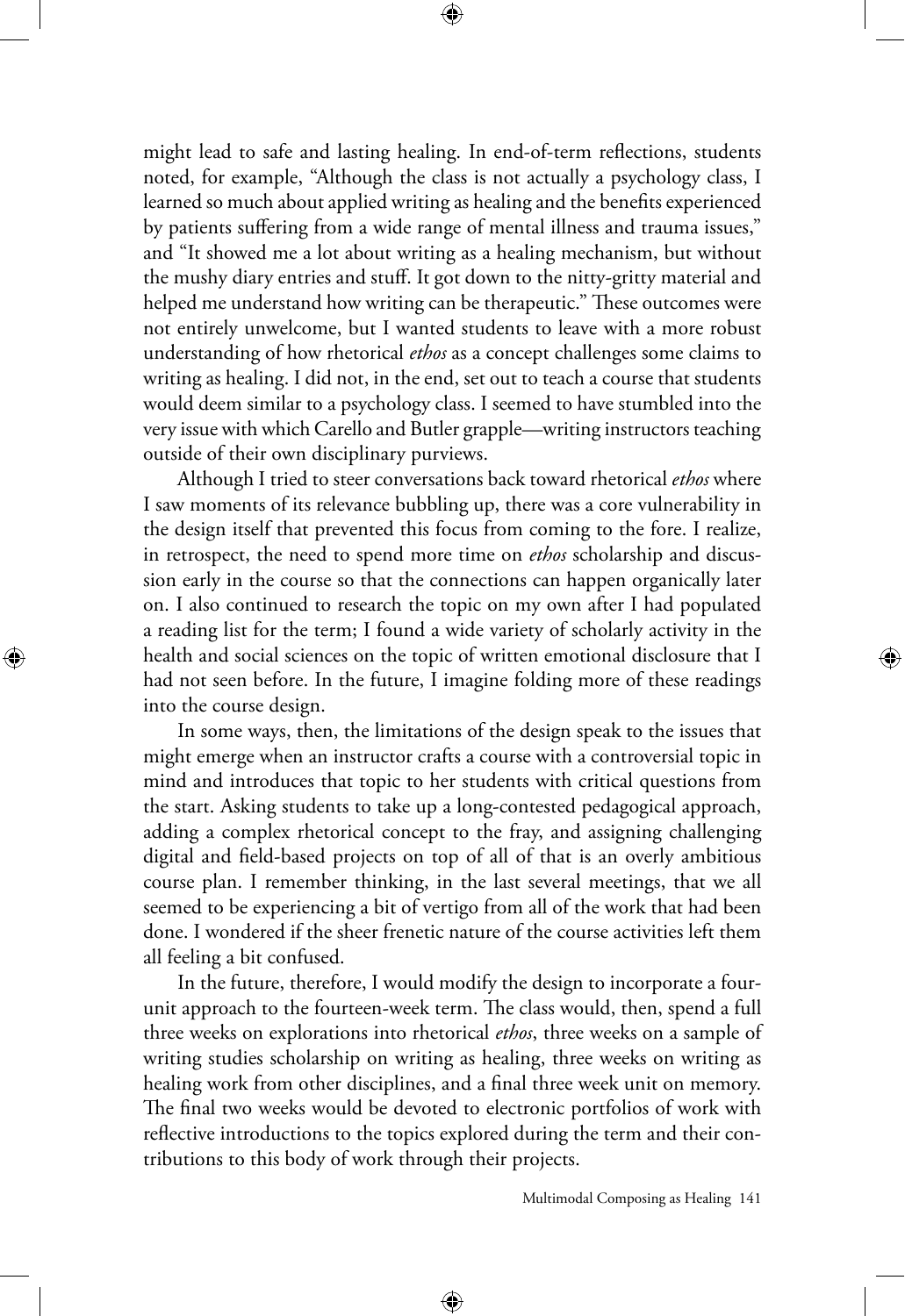might lead to safe and lasting healing. In end-of-term reflections, students noted, for example, "Although the class is not actually a psychology class, I learned so much about applied writing as healing and the benefits experienced by patients suffering from a wide range of mental illness and trauma issues," and "It showed me a lot about writing as a healing mechanism, but without the mushy diary entries and stuff. It got down to the nitty-gritty material and helped me understand how writing can be therapeutic." These outcomes were not entirely unwelcome, but I wanted students to leave with a more robust understanding of how rhetorical *ethos* as a concept challenges some claims to writing as healing. I did not, in the end, set out to teach a course that students would deem similar to a psychology class. I seemed to have stumbled into the very issue with which Carello and Butler grapple—writing instructors teaching outside of their own disciplinary purviews.

Although I tried to steer conversations back toward rhetorical *ethos* where I saw moments of its relevance bubbling up, there was a core vulnerability in the design itself that prevented this focus from coming to the fore. I realize, in retrospect, the need to spend more time on *ethos* scholarship and discussion early in the course so that the connections can happen organically later on. I also continued to research the topic on my own after I had populated a reading list for the term; I found a wide variety of scholarly activity in the health and social sciences on the topic of written emotional disclosure that I had not seen before. In the future, I imagine folding more of these readings into the course design.

In some ways, then, the limitations of the design speak to the issues that might emerge when an instructor crafts a course with a controversial topic in mind and introduces that topic to her students with critical questions from the start. Asking students to take up a long-contested pedagogical approach, adding a complex rhetorical concept to the fray, and assigning challenging digital and field-based projects on top of all of that is an overly ambitious course plan. I remember thinking, in the last several meetings, that we all seemed to be experiencing a bit of vertigo from all of the work that had been done. I wondered if the sheer frenetic nature of the course activities left them all feeling a bit confused.

In the future, therefore, I would modify the design to incorporate a four-unit approach to the fourteen-week term. The class would, then, spend a full three weeks on explorations into rhetorical *ethos*, three weeks on a sample of writing studies scholarship on writing as healing, three weeks on writing as healing work from other disciplines, and a final three week unit on memory. The final two weeks would be devoted to electronic portfolios of work with reflective introductions to the topics explored during the term and their contributions to this body of work through their projects.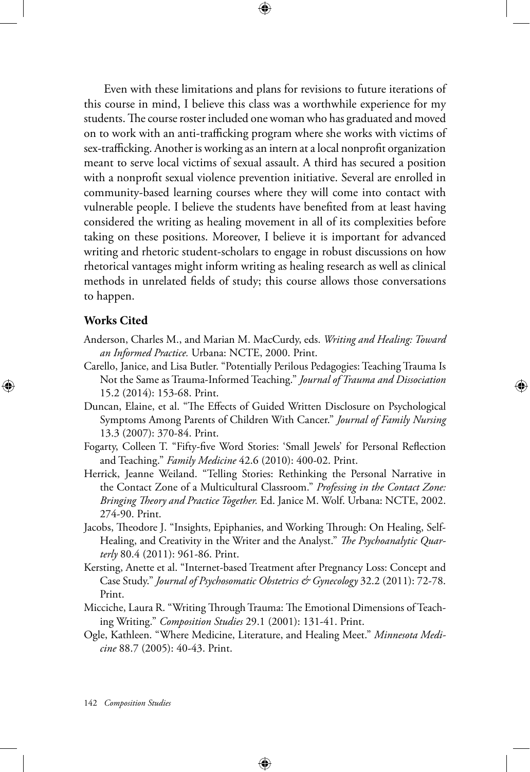Even with these limitations and plans for revisions to future iterations of this course in mind, I believe this class was a worthwhile experience for my students. The course roster included one woman who has graduated and moved on to work with an anti-trafficking program where she works with victims of sex-trafficking. Another is working as an intern at a local nonprofit organization meant to serve local victims of sexual assault. A third has secured a position with a nonprofit sexual violence prevention initiative. Several are enrolled in community-based learning courses where they will come into contact with vulnerable people. I believe the students have benefited from at least having considered the writing as healing movement in all of its complexities before taking on these positions. Moreover, I believe it is important for advanced writing and rhetoric student-scholars to engage in robust discussions on how rhetorical vantages might inform writing as healing research as well as clinical methods in unrelated fields of study; this course allows those conversations to happen.

### Works Cited

Anderson, Charles M., and Marian M. MacCurdy, eds. *Writing and Healing: Toward an Informed Practice.* Urbana: NCTE, 2000. Print.

Carello, Janice, and Lisa Butler. "Potentially Perilous Pedagogies: Teaching Trauma Is Not the Same as Trauma-Informed Teaching." *Journal of Trauma and Dissociation* 15.2 (2014): 153-68. Print.

Duncan, Elaine, et al. "The Effects of Guided Written Disclosure on Psychological Symptoms Among Parents of Children With Cancer." *Journal of Family Nursing* 13.3 (2007): 370-84. Print.

Fogarty, Colleen T. "Fifty-five Word Stories: 'Small Jewels' for Personal Reflection and Teaching." *Family Medicine* 42.6 (2010): 400-02. Print.

Herrick, Jeanne Weiland. "Telling Stories: Rethinking the Personal Narrative in the Contact Zone of a Multicultural Classroom." *Professing in the Contact Zone: Bringing Theory and Practice Together.* Ed. Janice M. Wolf. Urbana: NCTE, 2002. 274-90. Print.

Jacobs, Theodore J. "Insights, Epiphanies, and Working Through: On Healing, Self-Healing, and Creativity in the Writer and the Analyst." *The Psychoanalytic Quarterly* 80.4 (2011): 961-86. Print.

Kersting, Anette et al. "Internet-based Treatment after Pregnancy Loss: Concept and Case Study." *Journal of Psychosomatic Obstetrics & Gynecology* 32.2 (2011): 72-78. Print.

Micciche, Laura R. "Writing Through Trauma: The Emotional Dimensions of Teaching Writing." *Composition Studies* 29.1 (2001): 131-41. Print.

Ogle, Kathleen. "Where Medicine, Literature, and Healing Meet." *Minnesota Medicine* 88.7 (2005): 40-43. Print.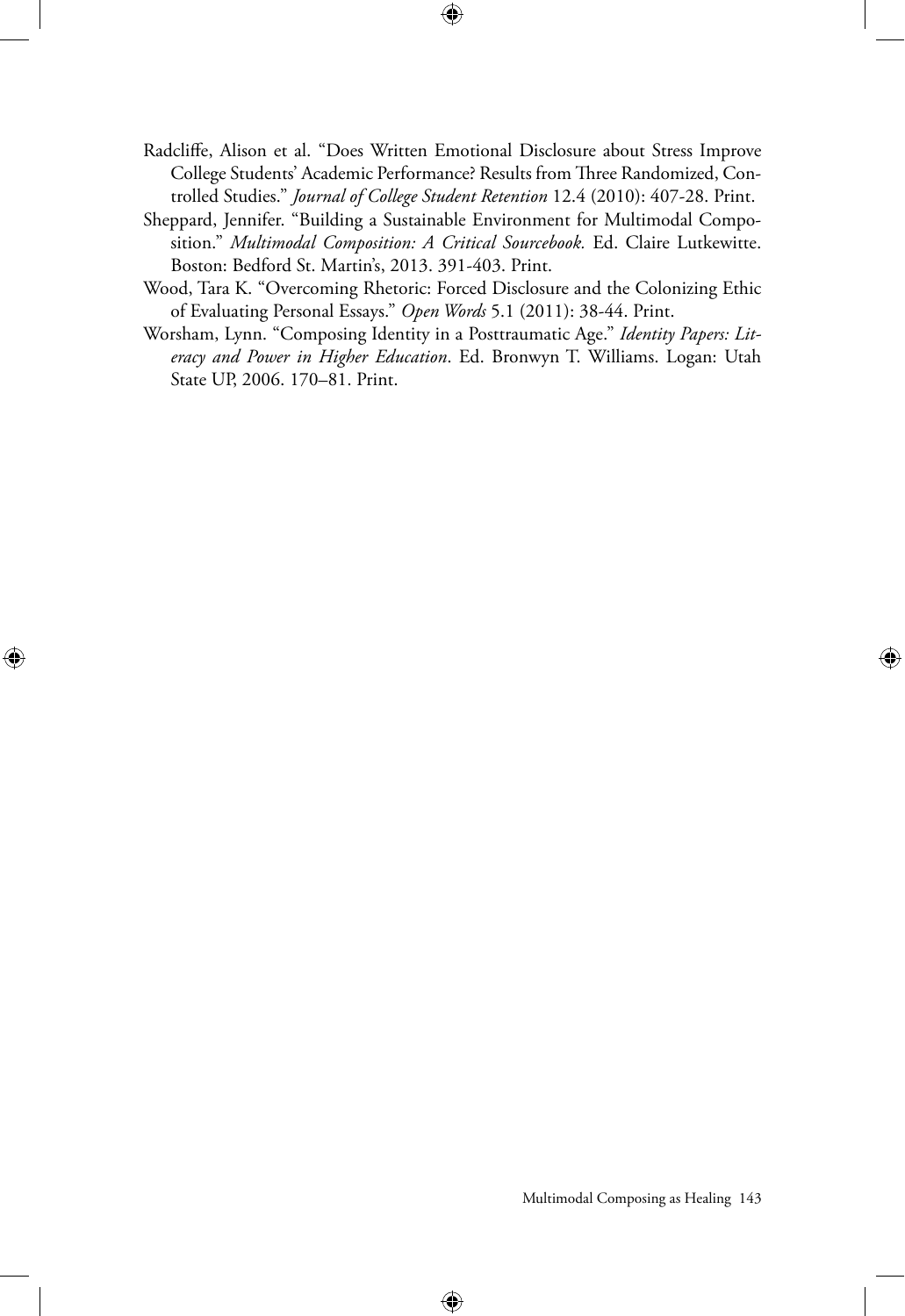Radcliffe, Alison et al. "Does Written Emotional Disclosure about Stress Improve College Students' Academic Performance? Results from Three Randomized, Controlled Studies." *Journal of College Student Retention* 12.4 (2010): 407-28. Print.

Sheppard, Jennifer. "Building a Sustainable Environment for Multimodal Composition." *Multimodal Composition: A Critical Sourcebook.* Ed. Claire Lutkewitte. Boston: Bedford St. Martin's, 2013. 391-403. Print.

Wood, Tara K. "Overcoming Rhetoric: Forced Disclosure and the Colonizing Ethic of Evaluating Personal Essays." *Open Words* 5.1 (2011): 38-44. Print.

Worsham, Lynn. "Composing Identity in a Posttraumatic Age." *Identity Papers: Literacy and Power in Higher Education*. Ed. Bronwyn T. Williams. Logan: Utah State UP, 2006. 170–81. Print.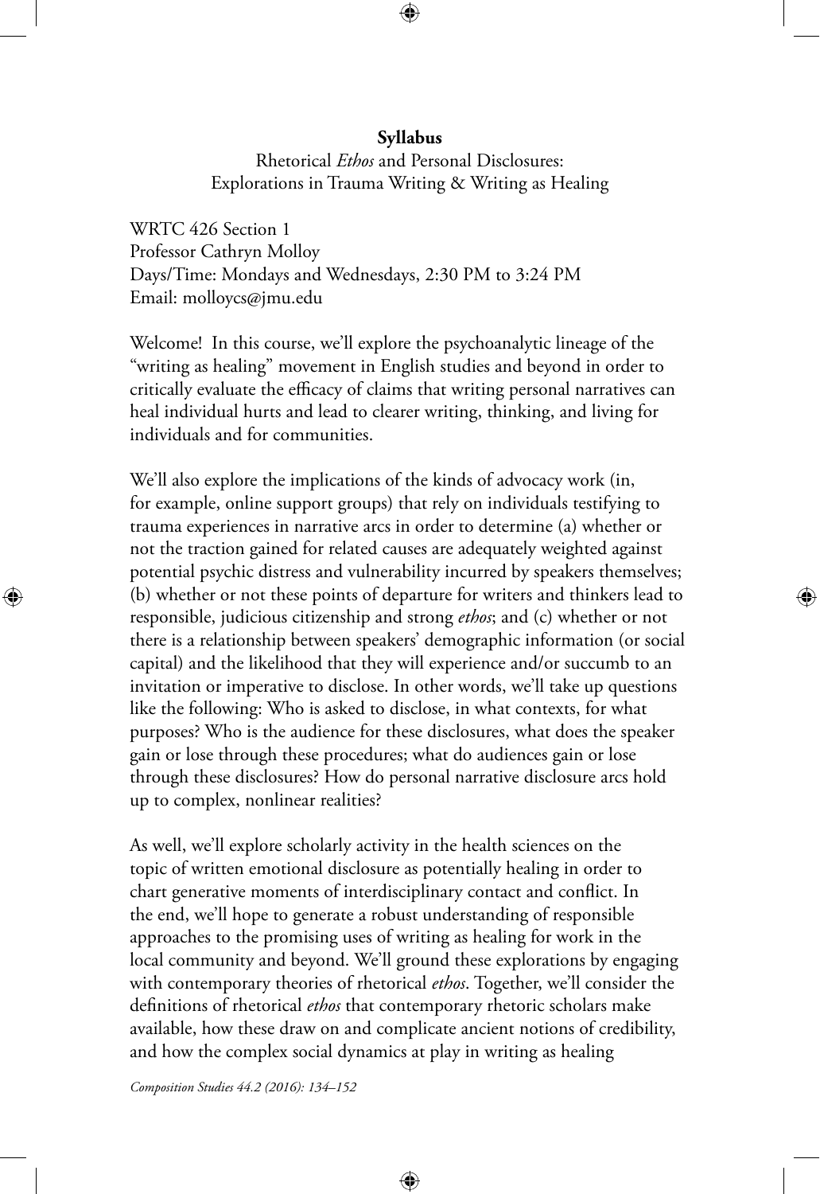**Syllabus**

Rhetorical *Ethos* and Personal Disclosures:
Explorations in Trauma Writing & Writing as Healing

WRTC 426 Section 1
Professor Cathryn Molloy
Days/Time: Mondays and Wednesdays, 2:30 PM to 3:24 PM
Email: molloycs@jmu.edu

Welcome! In this course, we'll explore the psychoanalytic lineage of the "writing as healing" movement in English studies and beyond in order to critically evaluate the efficacy of claims that writing personal narratives can heal individual hurts and lead to clearer writing, thinking, and living for individuals and for communities.

We'll also explore the implications of the kinds of advocacy work (in, for example, online support groups) that rely on individuals testifying to trauma experiences in narrative arcs in order to determine (a) whether or not the traction gained for related causes are adequately weighted against potential psychic distress and vulnerability incurred by speakers themselves; (b) whether or not these points of departure for writers and thinkers lead to responsible, judicious citizenship and strong *ethos*; and (c) whether or not there is a relationship between speakers' demographic information (or social capital) and the likelihood that they will experience and/or succumb to an invitation or imperative to disclose. In other words, we'll take up questions like the following: Who is asked to disclose, in what contexts, for what purposes? Who is the audience for these disclosures, what does the speaker gain or lose through these procedures; what do audiences gain or lose through these disclosures? How do personal narrative disclosure arcs hold up to complex, nonlinear realities?

As well, we'll explore scholarly activity in the health sciences on the topic of written emotional disclosure as potentially healing in order to chart generative moments of interdisciplinary contact and conflict. In the end, we'll hope to generate a robust understanding of responsible approaches to the promising uses of writing as healing for work in the local community and beyond. We'll ground these explorations by engaging with contemporary theories of rhetorical *ethos*. Together, we'll consider the definitions of rhetorical *ethos* that contemporary rhetoric scholars make available, how these draw on and complicate ancient notions of credibility, and how the complex social dynamics at play in writing as healing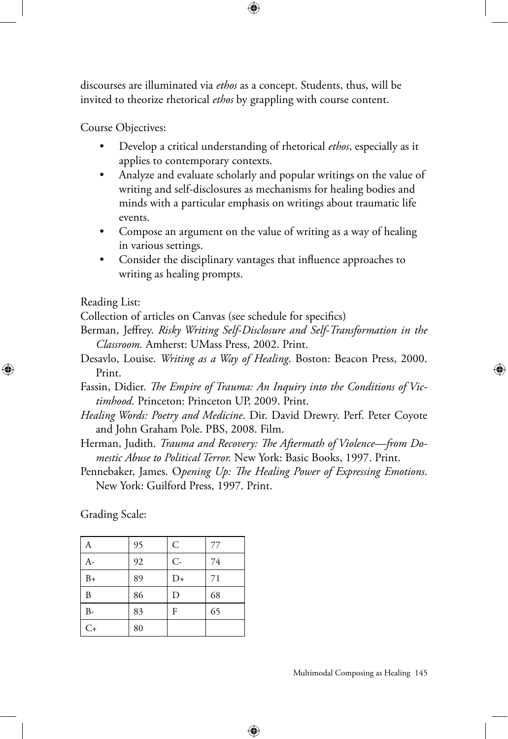discourses are illuminated via *ethos* as a concept. Students, thus, will be invited to theorize rhetorical *ethos* by grappling with course content.

Course Objectives:

- Develop a critical understanding of rhetorical *ethos*, especially as it applies to contemporary contexts.
- Analyze and evaluate scholarly and popular writings on the value of writing and self-disclosures as mechanisms for healing bodies and minds with a particular emphasis on writings about traumatic life events.
- Compose an argument on the value of writing as a way of healing in various settings.
- Consider the disciplinary vantages that influence approaches to writing as healing prompts.

Reading List:

Collection of articles on Canvas (see schedule for specifics)

Berman, Jeffrey. *Risky Writing Self-Disclosure and Self-Transformation in the Classroom.* Amherst: UMass Press, 2002. Print.

Desavlo, Louise. *Writing as a Way of Healing*. Boston: Beacon Press, 2000. Print.

Fassin, Didier. *The Empire of Trauma: An Inquiry into the Conditions of Victimhood.* Princeton: Princeton UP, 2009. Print.

*Healing Words: Poetry and Medicine*. Dir. David Drewry. Perf. Peter Coyote and John Graham Pole. PBS, 2008. Film.

Herman, Judith. *Trauma and Recovery: The Aftermath of Violence—from Domestic Abuse to Political Terror.* New York: Basic Books, 1997. Print.

Pennebaker, James. O*pening Up: The Healing Power of Expressing Emotions*. New York: Guilford Press, 1997. Print.

Grading Scale:

| | | | |
|---|---|---|---|
| A | 95 | C | 77 |
| A- | 92 | C- | 74 |
| B+ | 89 | D+ | 71 |
| B | 86 | D | 68 |
| B- | 83 | F | 65 |
| C+ | 80 | | |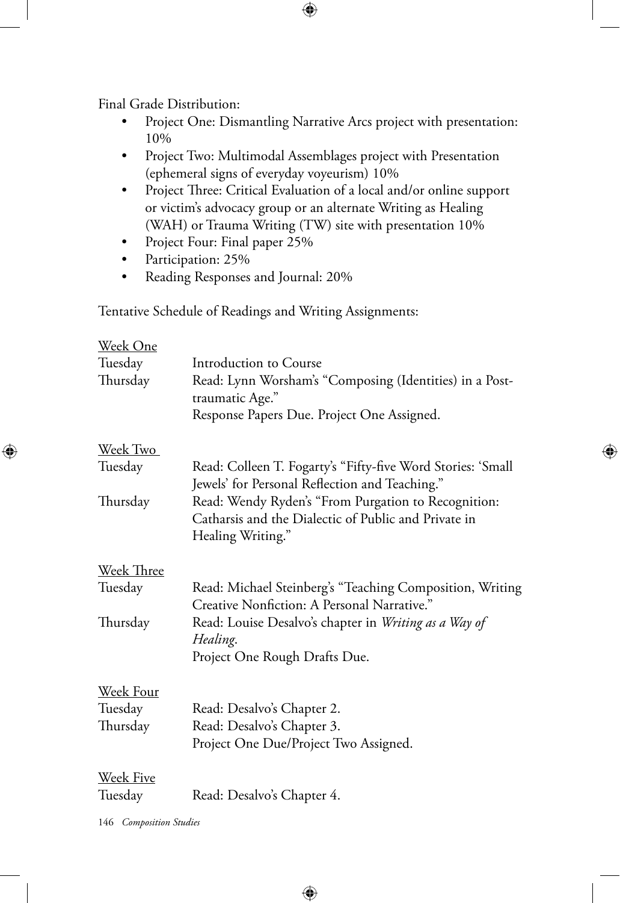Final Grade Distribution:

- Project One: Dismantling Narrative Arcs project with presentation: 10%
- Project Two: Multimodal Assemblages project with Presentation (ephemeral signs of everyday voyeurism) 10%
- Project Three: Critical Evaluation of a local and/or online support or victim's advocacy group or an alternate Writing as Healing (WAH) or Trauma Writing (TW) site with presentation 10%
- Project Four: Final paper 25%
- Participation: 25%
- Reading Responses and Journal: 20%

Tentative Schedule of Readings and Writing Assignments:

<u>Week One</u>

| | |
|---|---|
| Tuesday | Introduction to Course |
| Thursday | Read: Lynn Worsham's "Composing (Identities) in a Post-traumatic Age." Response Papers Due. Project One Assigned. |

<u>Week Two</u>

| | |
|---|---|
| Tuesday | Read: Colleen T. Fogarty's "Fifty-five Word Stories: 'Small Jewels' for Personal Reflection and Teaching." |
| Thursday | Read: Wendy Ryden's "From Purgation to Recognition: Catharsis and the Dialectic of Public and Private in Healing Writing." |

<u>Week Three</u>

| | |
|---|---|
| Tuesday | Read: Michael Steinberg's "Teaching Composition, Writing Creative Nonfiction: A Personal Narrative." |
| Thursday | Read: Louise Desalvo's chapter in *Writing as a Way of Healing*. Project One Rough Drafts Due. |

<u>Week Four</u>

| | |
|---|---|
| Tuesday | Read: Desalvo's Chapter 2. |
| Thursday | Read: Desalvo's Chapter 3. Project One Due/Project Two Assigned. |

<u>Week Five</u>

| | |
|---|---|
| Tuesday | Read: Desalvo's Chapter 4. |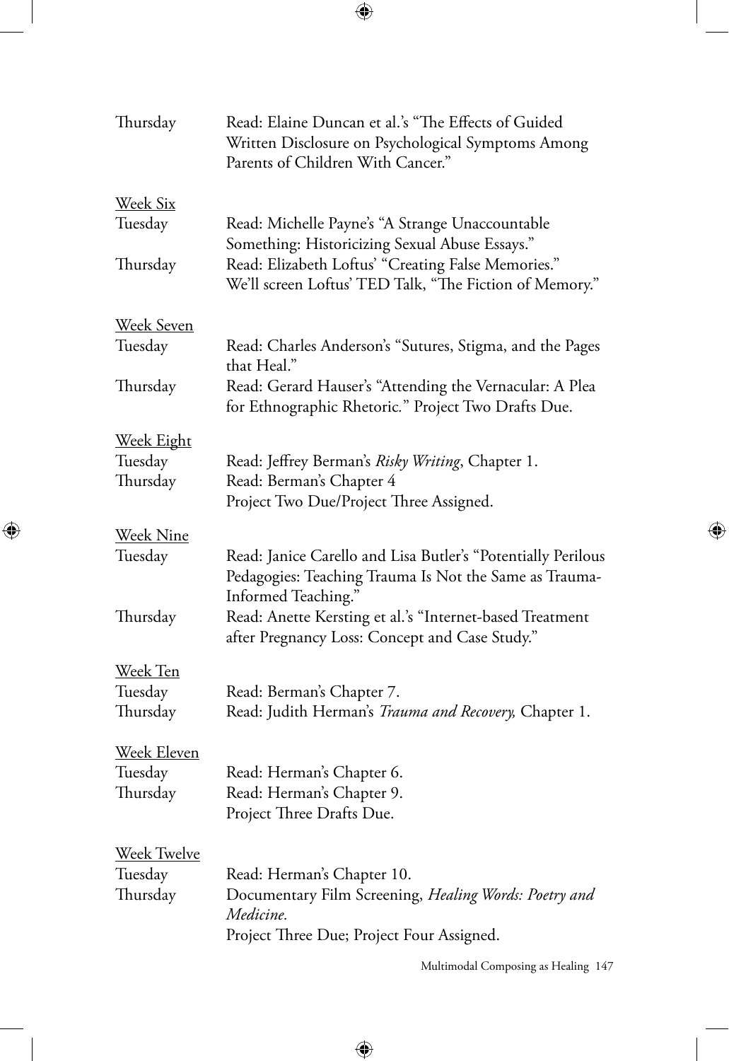Thursday — Read: Elaine Duncan et al.'s "The Effects of Guided Written Disclosure on Psychological Symptoms Among Parents of Children With Cancer."

<u>Week Six</u>

Tuesday — Read: Michelle Payne's "A Strange Unaccountable Something: Historicizing Sexual Abuse Essays."

Thursday — Read: Elizabeth Loftus' "Creating False Memories." We'll screen Loftus' TED Talk, "The Fiction of Memory."

<u>Week Seven</u>

Tuesday — Read: Charles Anderson's "Sutures, Stigma, and the Pages that Heal."

Thursday — Read: Gerard Hauser's "Attending the Vernacular: A Plea for Ethnographic Rhetoric." Project Two Drafts Due.

<u>Week Eight</u>

Tuesday — Read: Jeffrey Berman's *Risky Writing*, Chapter 1.

Thursday — Read: Berman's Chapter 4
Project Two Due/Project Three Assigned.

<u>Week Nine</u>

Tuesday — Read: Janice Carello and Lisa Butler's "Potentially Perilous Pedagogies: Teaching Trauma Is Not the Same as Trauma-Informed Teaching."

Thursday — Read: Anette Kersting et al.'s "Internet-based Treatment after Pregnancy Loss: Concept and Case Study."

<u>Week Ten</u>

Tuesday — Read: Berman's Chapter 7.

Thursday — Read: Judith Herman's *Trauma and Recovery,* Chapter 1.

<u>Week Eleven</u>

Tuesday — Read: Herman's Chapter 6.

Thursday — Read: Herman's Chapter 9.
Project Three Drafts Due.

<u>Week Twelve</u>

Tuesday — Read: Herman's Chapter 10.

Thursday — Documentary Film Screening, *Healing Words: Poetry and Medicine.*
Project Three Due; Project Four Assigned.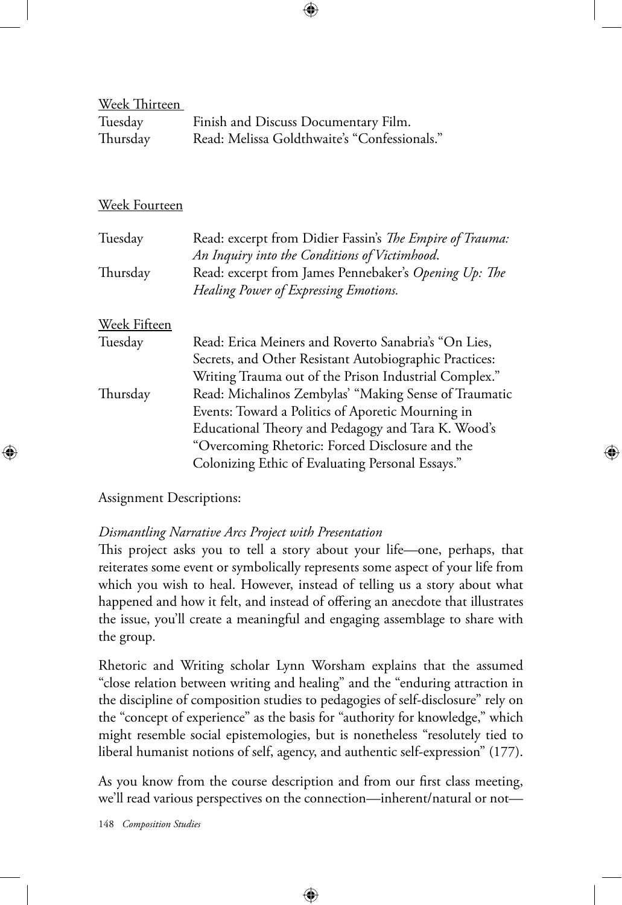<u>Week Thirteen</u>

| | |
|---|---|
| Tuesday | Finish and Discuss Documentary Film. |
| Thursday | Read: Melissa Goldthwaite's "Confessionals." |

<u>Week Fourteen</u>

| | |
|---|---|
| Tuesday | Read: excerpt from Didier Fassin's *The Empire of Trauma: An Inquiry into the Conditions of Victimhood*. |
| Thursday | Read: excerpt from James Pennebaker's *Opening Up: The Healing Power of Expressing Emotions.* |

<u>Week Fifteen</u>

| | |
|---|---|
| Tuesday | Read: Erica Meiners and Roverto Sanabria's "On Lies, Secrets, and Other Resistant Autobiographic Practices: Writing Trauma out of the Prison Industrial Complex." |
| Thursday | Read: Michalinos Zembylas' "Making Sense of Traumatic Events: Toward a Politics of Aporetic Mourning in Educational Theory and Pedagogy and Tara K. Wood's "Overcoming Rhetoric: Forced Disclosure and the Colonizing Ethic of Evaluating Personal Essays." |

Assignment Descriptions:

*Dismantling Narrative Arcs Project with Presentation*

This project asks you to tell a story about your life—one, perhaps, that reiterates some event or symbolically represents some aspect of your life from which you wish to heal. However, instead of telling us a story about what happened and how it felt, and instead of offering an anecdote that illustrates the issue, you'll create a meaningful and engaging assemblage to share with the group.

Rhetoric and Writing scholar Lynn Worsham explains that the assumed "close relation between writing and healing" and the "enduring attraction in the discipline of composition studies to pedagogies of self-disclosure" rely on the "concept of experience" as the basis for "authority for knowledge," which might resemble social epistemologies, but is nonetheless "resolutely tied to liberal humanist notions of self, agency, and authentic self-expression" (177).

As you know from the course description and from our first class meeting, we'll read various perspectives on the connection—inherent/natural or not—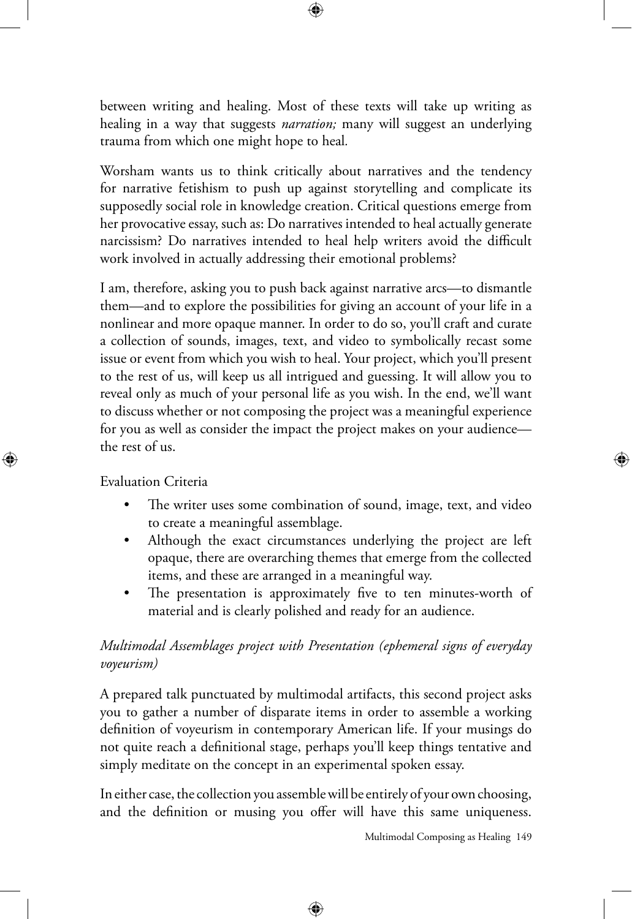between writing and healing. Most of these texts will take up writing as healing in a way that suggests *narration;* many will suggest an underlying trauma from which one might hope to heal.

Worsham wants us to think critically about narratives and the tendency for narrative fetishism to push up against storytelling and complicate its supposedly social role in knowledge creation. Critical questions emerge from her provocative essay, such as: Do narratives intended to heal actually generate narcissism? Do narratives intended to heal help writers avoid the difficult work involved in actually addressing their emotional problems?

I am, therefore, asking you to push back against narrative arcs—to dismantle them—and to explore the possibilities for giving an account of your life in a nonlinear and more opaque manner. In order to do so, you'll craft and curate a collection of sounds, images, text, and video to symbolically recast some issue or event from which you wish to heal. Your project, which you'll present to the rest of us, will keep us all intrigued and guessing. It will allow you to reveal only as much of your personal life as you wish. In the end, we'll want to discuss whether or not composing the project was a meaningful experience for you as well as consider the impact the project makes on your audience—the rest of us.

Evaluation Criteria

- The writer uses some combination of sound, image, text, and video to create a meaningful assemblage.
- Although the exact circumstances underlying the project are left opaque, there are overarching themes that emerge from the collected items, and these are arranged in a meaningful way.
- The presentation is approximately five to ten minutes-worth of material and is clearly polished and ready for an audience.

*Multimodal Assemblages project with Presentation (ephemeral signs of everyday voyeurism)*

A prepared talk punctuated by multimodal artifacts, this second project asks you to gather a number of disparate items in order to assemble a working definition of voyeurism in contemporary American life. If your musings do not quite reach a definitional stage, perhaps you'll keep things tentative and simply meditate on the concept in an experimental spoken essay.

In either case, the collection you assemble will be entirely of your own choosing, and the definition or musing you offer will have this same uniqueness.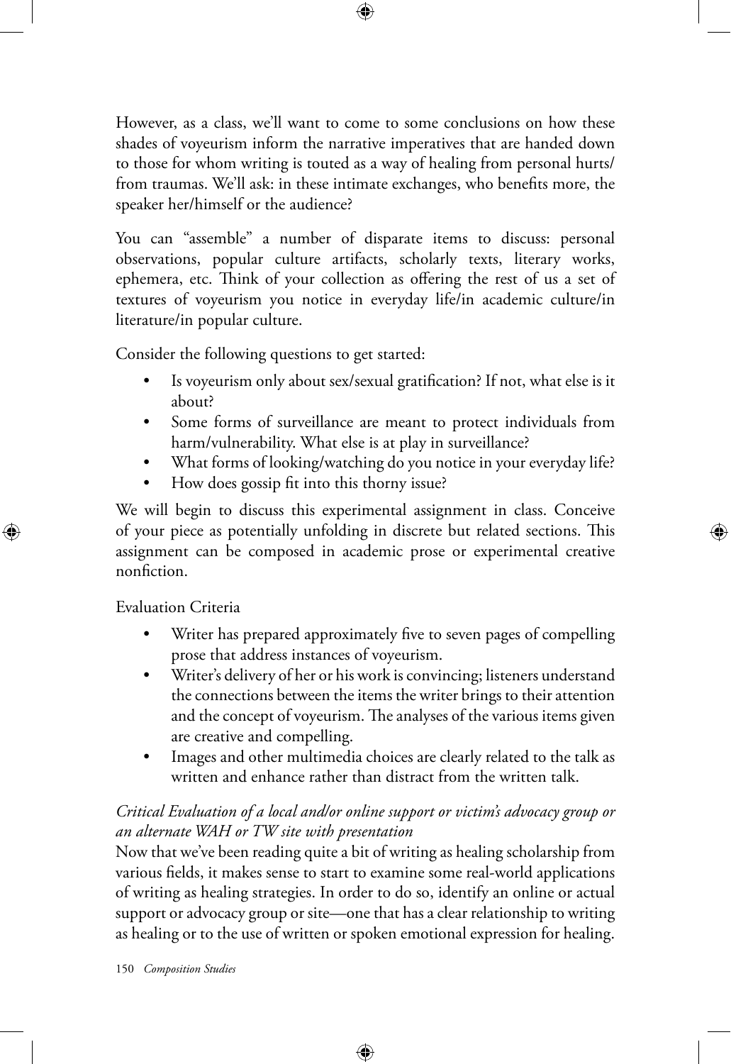However, as a class, we'll want to come to some conclusions on how these shades of voyeurism inform the narrative imperatives that are handed down to those for whom writing is touted as a way of healing from personal hurts/ from traumas. We'll ask: in these intimate exchanges, who benefits more, the speaker her/himself or the audience?

You can "assemble" a number of disparate items to discuss: personal observations, popular culture artifacts, scholarly texts, literary works, ephemera, etc. Think of your collection as offering the rest of us a set of textures of voyeurism you notice in everyday life/in academic culture/in literature/in popular culture.

Consider the following questions to get started:

- Is voyeurism only about sex/sexual gratification? If not, what else is it about?
- Some forms of surveillance are meant to protect individuals from harm/vulnerability. What else is at play in surveillance?
- What forms of looking/watching do you notice in your everyday life?
- How does gossip fit into this thorny issue?

We will begin to discuss this experimental assignment in class. Conceive of your piece as potentially unfolding in discrete but related sections. This assignment can be composed in academic prose or experimental creative nonfiction.

Evaluation Criteria

- Writer has prepared approximately five to seven pages of compelling prose that address instances of voyeurism.
- Writer's delivery of her or his work is convincing; listeners understand the connections between the items the writer brings to their attention and the concept of voyeurism. The analyses of the various items given are creative and compelling.
- Images and other multimedia choices are clearly related to the talk as written and enhance rather than distract from the written talk.

*Critical Evaluation of a local and/or online support or victim's advocacy group or an alternate WAH or TW site with presentation*

Now that we've been reading quite a bit of writing as healing scholarship from various fields, it makes sense to start to examine some real-world applications of writing as healing strategies. In order to do so, identify an online or actual support or advocacy group or site—one that has a clear relationship to writing as healing or to the use of written or spoken emotional expression for healing.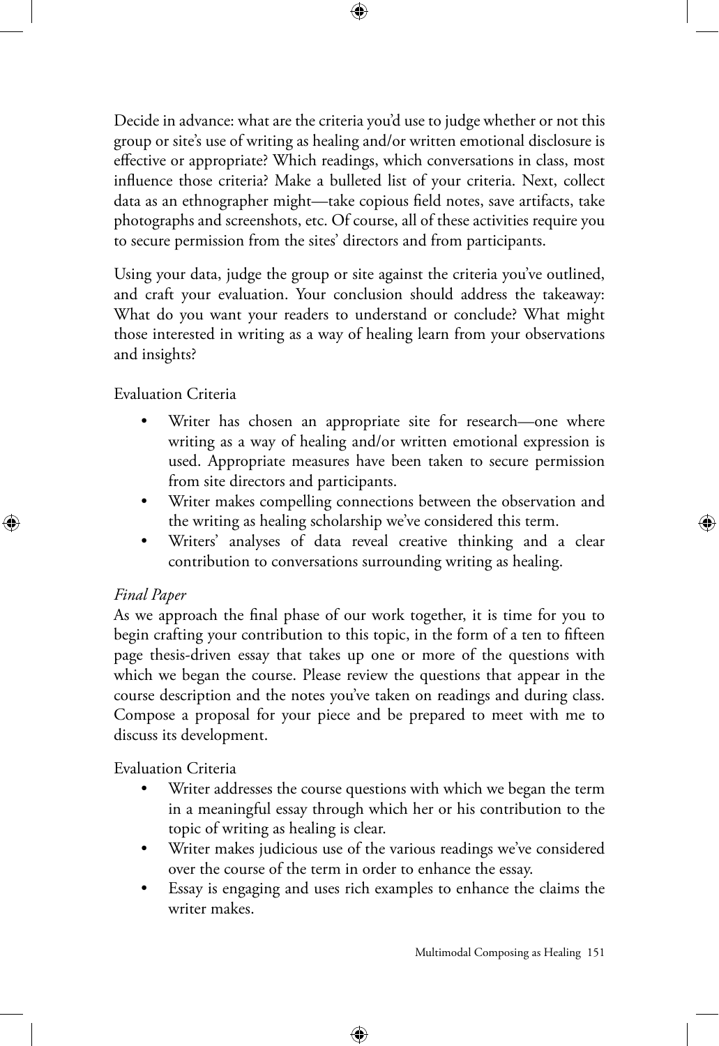Decide in advance: what are the criteria you'd use to judge whether or not this group or site's use of writing as healing and/or written emotional disclosure is effective or appropriate? Which readings, which conversations in class, most influence those criteria? Make a bulleted list of your criteria. Next, collect data as an ethnographer might—take copious field notes, save artifacts, take photographs and screenshots, etc. Of course, all of these activities require you to secure permission from the sites' directors and from participants.

Using your data, judge the group or site against the criteria you've outlined, and craft your evaluation. Your conclusion should address the takeaway: What do you want your readers to understand or conclude? What might those interested in writing as a way of healing learn from your observations and insights?

Evaluation Criteria

- Writer has chosen an appropriate site for research—one where writing as a way of healing and/or written emotional expression is used. Appropriate measures have been taken to secure permission from site directors and participants.
- Writer makes compelling connections between the observation and the writing as healing scholarship we've considered this term.
- Writers' analyses of data reveal creative thinking and a clear contribution to conversations surrounding writing as healing.

*Final Paper*

As we approach the final phase of our work together, it is time for you to begin crafting your contribution to this topic, in the form of a ten to fifteen page thesis-driven essay that takes up one or more of the questions with which we began the course. Please review the questions that appear in the course description and the notes you've taken on readings and during class. Compose a proposal for your piece and be prepared to meet with me to discuss its development.

Evaluation Criteria

- Writer addresses the course questions with which we began the term in a meaningful essay through which her or his contribution to the topic of writing as healing is clear.
- Writer makes judicious use of the various readings we've considered over the course of the term in order to enhance the essay.
- Essay is engaging and uses rich examples to enhance the claims the writer makes.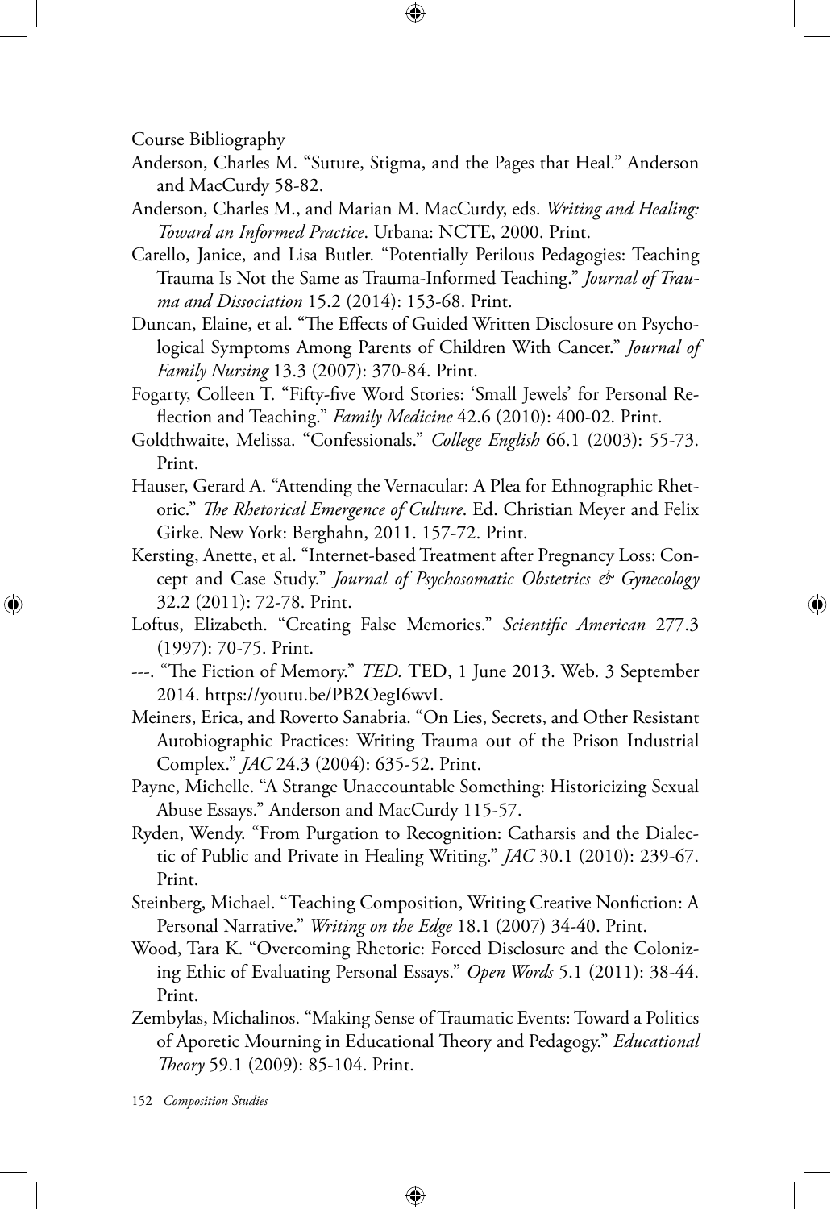Course Bibliography

Anderson, Charles M. "Suture, Stigma, and the Pages that Heal." Anderson and MacCurdy 58-82.

Anderson, Charles M., and Marian M. MacCurdy, eds. *Writing and Healing: Toward an Informed Practice*. Urbana: NCTE, 2000. Print.

Carello, Janice, and Lisa Butler. "Potentially Perilous Pedagogies: Teaching Trauma Is Not the Same as Trauma-Informed Teaching." *Journal of Trauma and Dissociation* 15.2 (2014): 153-68. Print.

Duncan, Elaine, et al. "The Effects of Guided Written Disclosure on Psychological Symptoms Among Parents of Children With Cancer." *Journal of Family Nursing* 13.3 (2007): 370-84. Print.

Fogarty, Colleen T. "Fifty-five Word Stories: 'Small Jewels' for Personal Reflection and Teaching." *Family Medicine* 42.6 (2010): 400-02. Print.

Goldthwaite, Melissa. "Confessionals." *College English* 66.1 (2003): 55-73. Print.

Hauser, Gerard A. "Attending the Vernacular: A Plea for Ethnographic Rhetoric." *The Rhetorical Emergence of Culture*. Ed. Christian Meyer and Felix Girke. New York: Berghahn, 2011. 157-72. Print.

Kersting, Anette, et al. "Internet-based Treatment after Pregnancy Loss: Concept and Case Study." *Journal of Psychosomatic Obstetrics & Gynecology* 32.2 (2011): 72-78. Print.

Loftus, Elizabeth. "Creating False Memories." *Scientific American* 277.3 (1997): 70-75. Print.

---. "The Fiction of Memory." *TED.* TED, 1 June 2013. Web. 3 September 2014. https://youtu.be/PB2OegI6wvI.

Meiners, Erica, and Roverto Sanabria. "On Lies, Secrets, and Other Resistant Autobiographic Practices: Writing Trauma out of the Prison Industrial Complex." *JAC* 24.3 (2004): 635-52. Print.

Payne, Michelle. "A Strange Unaccountable Something: Historicizing Sexual Abuse Essays." Anderson and MacCurdy 115-57.

Ryden, Wendy. "From Purgation to Recognition: Catharsis and the Dialectic of Public and Private in Healing Writing." *JAC* 30.1 (2010): 239-67. Print.

Steinberg, Michael. "Teaching Composition, Writing Creative Nonfiction: A Personal Narrative." *Writing on the Edge* 18.1 (2007) 34-40. Print.

Wood, Tara K. "Overcoming Rhetoric: Forced Disclosure and the Colonizing Ethic of Evaluating Personal Essays." *Open Words* 5.1 (2011): 38-44. Print.

Zembylas, Michalinos. "Making Sense of Traumatic Events: Toward a Politics of Aporetic Mourning in Educational Theory and Pedagogy." *Educational Theory* 59.1 (2009): 85-104. Print.